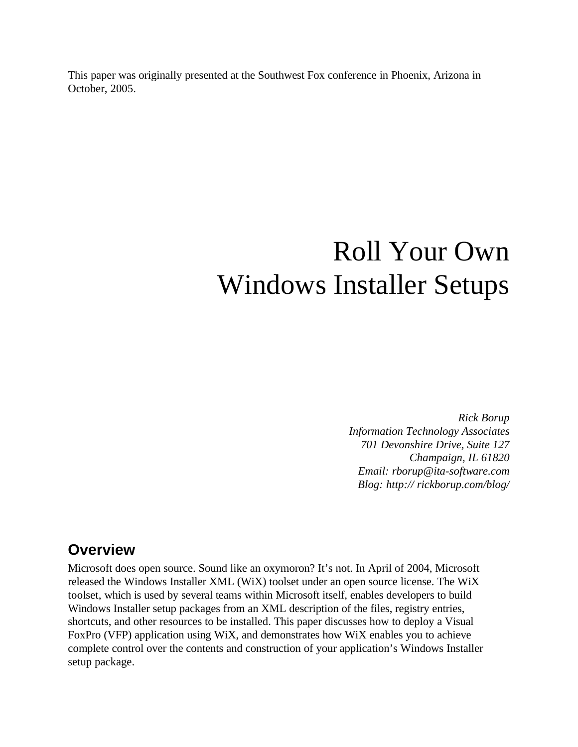This paper was originally presented at the Southwest Fox conference in Phoenix, Arizona in October, 2005.

# Roll Your Own Windows Installer Setups

*Rick Borup*
*Information Technology Associates*
*701 Devonshire Drive, Suite 127*
*Champaign, IL 61820*
*Email: rborup@ita-software.com*
*Blog: http:// rickborup.com/blog/*

## Overview

Microsoft does open source. Sound like an oxymoron? It's not. In April of 2004, Microsoft released the Windows Installer XML (WiX) toolset under an open source license. The WiX toolset, which is used by several teams within Microsoft itself, enables developers to build Windows Installer setup packages from an XML description of the files, registry entries, shortcuts, and other resources to be installed. This paper discusses how to deploy a Visual FoxPro (VFP) application using WiX, and demonstrates how WiX enables you to achieve complete control over the contents and construction of your application's Windows Installer setup package.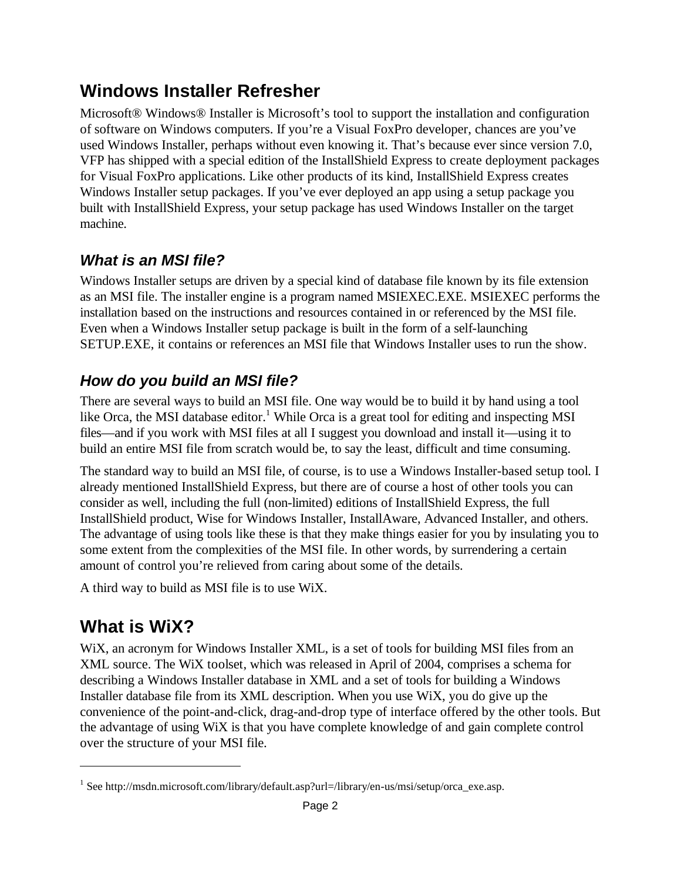## Windows Installer Refresher

Microsoft® Windows® Installer is Microsoft's tool to support the installation and configuration of software on Windows computers. If you're a Visual FoxPro developer, chances are you've used Windows Installer, perhaps without even knowing it. That's because ever since version 7.0, VFP has shipped with a special edition of the InstallShield Express to create deployment packages for Visual FoxPro applications. Like other products of its kind, InstallShield Express creates Windows Installer setup packages. If you've ever deployed an app using a setup package you built with InstallShield Express, your setup package has used Windows Installer on the target machine.

### *What is an MSI file?*

Windows Installer setups are driven by a special kind of database file known by its file extension as an MSI file. The installer engine is a program named MSIEXEC.EXE. MSIEXEC performs the installation based on the instructions and resources contained in or referenced by the MSI file. Even when a Windows Installer setup package is built in the form of a self-launching SETUP.EXE, it contains or references an MSI file that Windows Installer uses to run the show.

### *How do you build an MSI file?*

There are several ways to build an MSI file. One way would be to build it by hand using a tool like Orca, the MSI database editor.[1] While Orca is a great tool for editing and inspecting MSI files—and if you work with MSI files at all I suggest you download and install it—using it to build an entire MSI file from scratch would be, to say the least, difficult and time consuming.

The standard way to build an MSI file, of course, is to use a Windows Installer-based setup tool. I already mentioned InstallShield Express, but there are of course a host of other tools you can consider as well, including the full (non-limited) editions of InstallShield Express, the full InstallShield product, Wise for Windows Installer, InstallAware, Advanced Installer, and others. The advantage of using tools like these is that they make things easier for you by insulating you to some extent from the complexities of the MSI file. In other words, by surrendering a certain amount of control you're relieved from caring about some of the details.

A third way to build as MSI file is to use WiX.

## What is WiX?

WiX, an acronym for Windows Installer XML, is a set of tools for building MSI files from an XML source. The WiX toolset, which was released in April of 2004, comprises a schema for describing a Windows Installer database in XML and a set of tools for building a Windows Installer database file from its XML description. When you use WiX, you do give up the convenience of the point-and-click, drag-and-drop type of interface offered by the other tools. But the advantage of using WiX is that you have complete knowledge of and gain complete control over the structure of your MSI file.

---

[1] See http://msdn.microsoft.com/library/default.asp?url=/library/en-us/msi/setup/orca_exe.asp.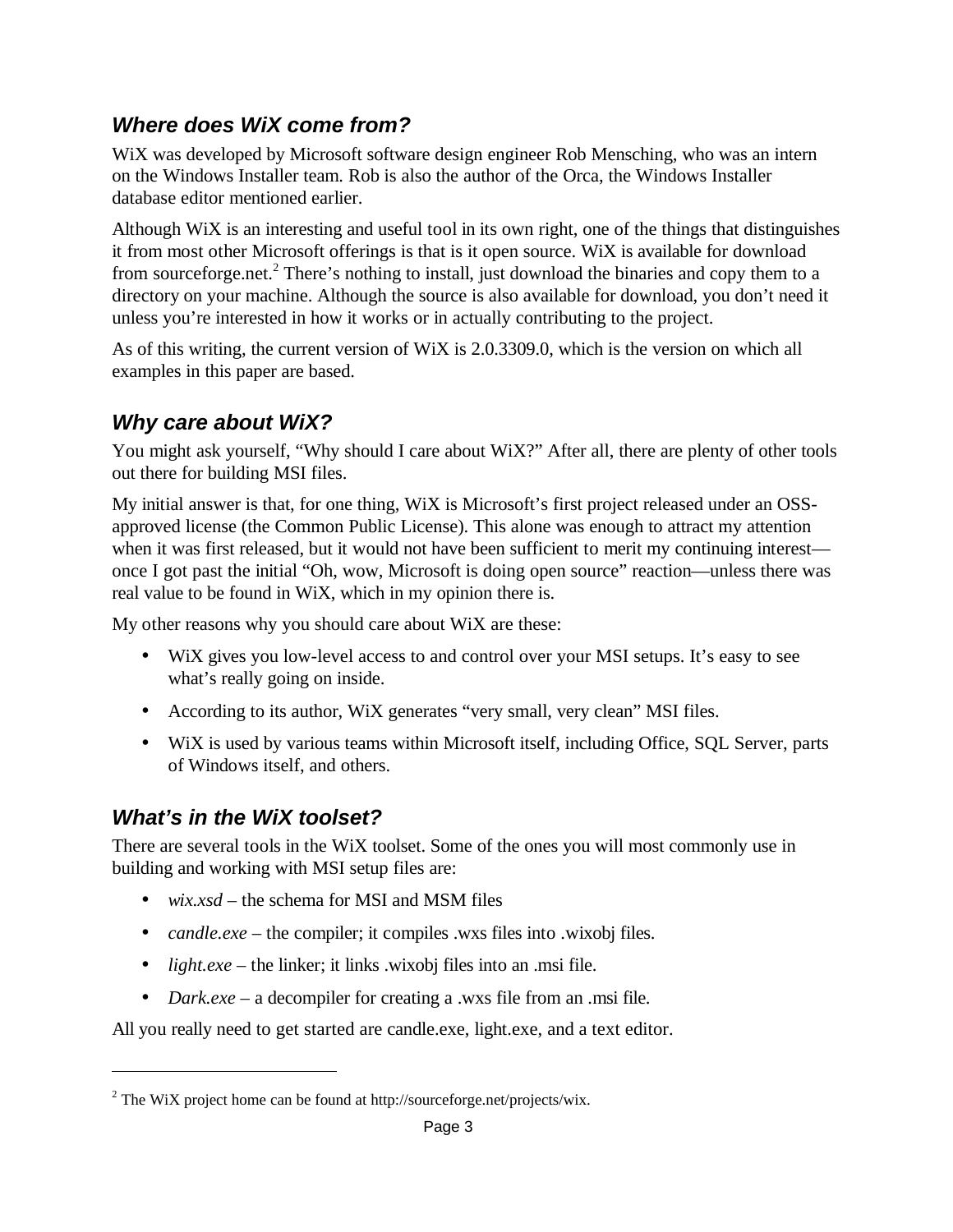### *Where does WiX come from?*

WiX was developed by Microsoft software design engineer Rob Mensching, who was an intern on the Windows Installer team. Rob is also the author of the Orca, the Windows Installer database editor mentioned earlier.

Although WiX is an interesting and useful tool in its own right, one of the things that distinguishes it from most other Microsoft offerings is that is it open source. WiX is available for download from sourceforge.net.[2] There's nothing to install, just download the binaries and copy them to a directory on your machine. Although the source is also available for download, you don't need it unless you're interested in how it works or in actually contributing to the project.

As of this writing, the current version of WiX is 2.0.3309.0, which is the version on which all examples in this paper are based.

### *Why care about WiX?*

You might ask yourself, "Why should I care about WiX?" After all, there are plenty of other tools out there for building MSI files.

My initial answer is that, for one thing, WiX is Microsoft's first project released under an OSS-approved license (the Common Public License). This alone was enough to attract my attention when it was first released, but it would not have been sufficient to merit my continuing interest—once I got past the initial "Oh, wow, Microsoft is doing open source" reaction—unless there was real value to be found in WiX, which in my opinion there is.

My other reasons why you should care about WiX are these:

- WiX gives you low-level access to and control over your MSI setups. It's easy to see what's really going on inside.
- According to its author, WiX generates "very small, very clean" MSI files.
- WiX is used by various teams within Microsoft itself, including Office, SQL Server, parts of Windows itself, and others.

### *What's in the WiX toolset?*

There are several tools in the WiX toolset. Some of the ones you will most commonly use in building and working with MSI setup files are:

- *wix.xsd* – the schema for MSI and MSM files
- *candle.exe* – the compiler; it compiles .wxs files into .wixobj files.
- *light.exe* – the linker; it links .wixobj files into an .msi file.
- *Dark.exe* – a decompiler for creating a .wxs file from an .msi file.

All you really need to get started are candle.exe, light.exe, and a text editor.

---

[2] The WiX project home can be found at http://sourceforge.net/projects/wix.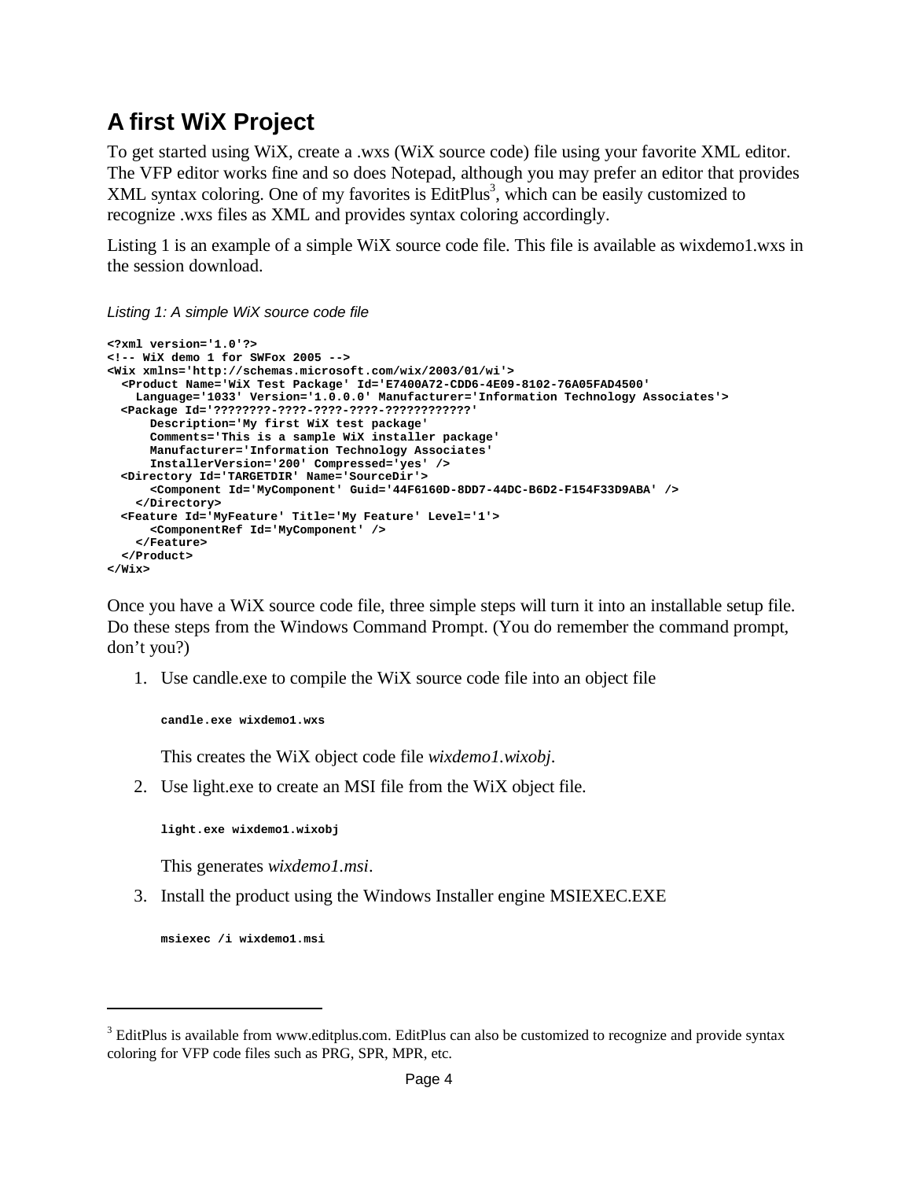## A first WiX Project

To get started using WiX, create a .wxs (WiX source code) file using your favorite XML editor. The VFP editor works fine and so does Notepad, although you may prefer an editor that provides XML syntax coloring. One of my favorites is EditPlus[3], which can be easily customized to recognize .wxs files as XML and provides syntax coloring accordingly.

Listing 1 is an example of a simple WiX source code file. This file is available as wixdemo1.wxs in the session download.

*Listing 1: A simple WiX source code file*

```
<?xml version='1.0'?>
<!-- WiX demo 1 for SWFox 2005 -->
<Wix xmlns='http://schemas.microsoft.com/wix/2003/01/wi'>
  <Product Name='WiX Test Package' Id='E7400A72-CDD6-4E09-8102-76A05FAD4500'
    Language='1033' Version='1.0.0.0' Manufacturer='Information Technology Associates'>
  <Package Id='????????-????-????-????-????????????'
      Description='My first WiX test package'
      Comments='This is a sample WiX installer package'
      Manufacturer='Information Technology Associates'
      InstallerVersion='200' Compressed='yes' />
  <Directory Id='TARGETDIR' Name='SourceDir'>
      <Component Id='MyComponent' Guid='44F6160D-8DD7-44DC-B6D2-F154F33D9ABA' />
    </Directory>
  <Feature Id='MyFeature' Title='My Feature' Level='1'>
      <ComponentRef Id='MyComponent' />
    </Feature>
  </Product>
</Wix>
```

Once you have a WiX source code file, three simple steps will turn it into an installable setup file. Do these steps from the Windows Command Prompt. (You do remember the command prompt, don't you?)

1. Use candle.exe to compile the WiX source code file into an object file

   ```
   candle.exe wixdemo1.wxs
   ```

   This creates the WiX object code file *wixdemo1.wixobj*.

2. Use light.exe to create an MSI file from the WiX object file.

   ```
   light.exe wixdemo1.wixobj
   ```

   This generates *wixdemo1.msi*.

3. Install the product using the Windows Installer engine MSIEXEC.EXE

   ```
   msiexec /i wixdemo1.msi
   ```

---

[3] EditPlus is available from www.editplus.com. EditPlus can also be customized to recognize and provide syntax coloring for VFP code files such as PRG, SPR, MPR, etc.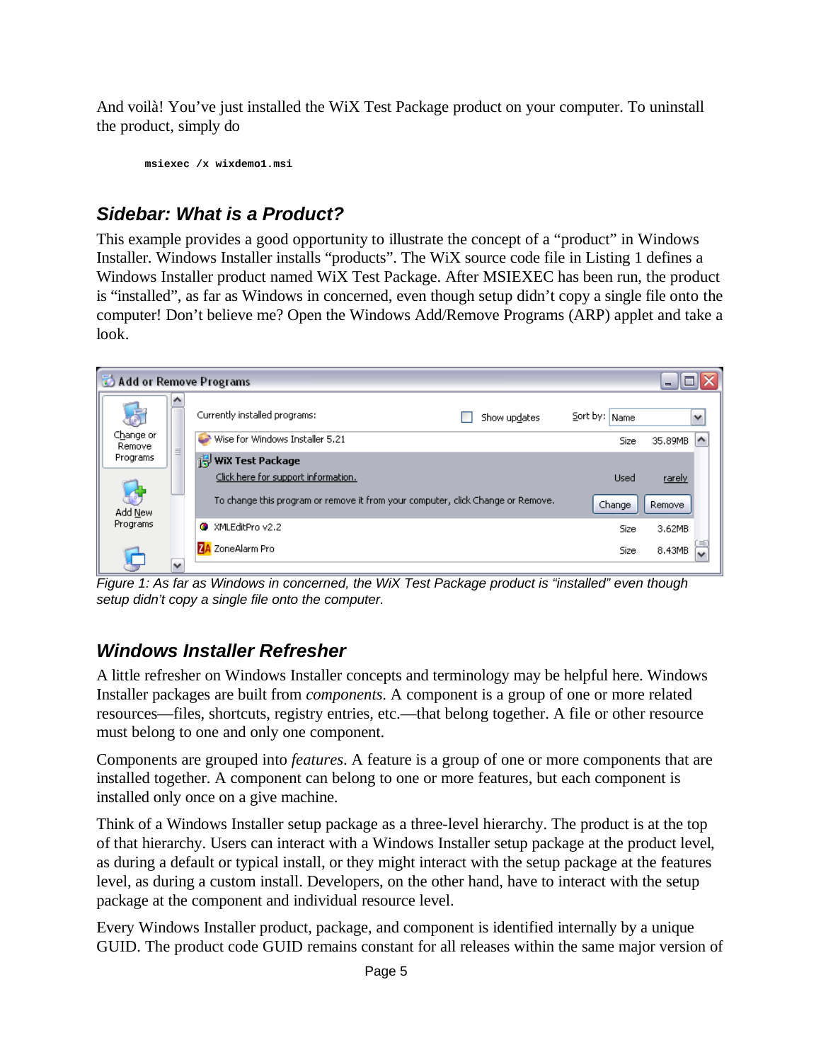And voilà! You've just installed the WiX Test Package product on your computer. To uninstall the product, simply do

```
msiexec /x wixdemo1.msi
```

### Sidebar: What is a Product?

This example provides a good opportunity to illustrate the concept of a "product" in Windows Installer. Windows Installer installs "products". The WiX source code file in Listing 1 defines a Windows Installer product named WiX Test Package. After MSIEXEC has been run, the product is "installed", as far as Windows in concerned, even though setup didn't copy a single file onto the computer! Don't believe me? Open the Windows Add/Remove Programs (ARP) applet and take a look.

*Figure 1: As far as Windows in concerned, the WiX Test Package product is "installed" even though setup didn't copy a single file onto the computer.*

### Windows Installer Refresher

A little refresher on Windows Installer concepts and terminology may be helpful here. Windows Installer packages are built from *components*. A component is a group of one or more related resources—files, shortcuts, registry entries, etc.—that belong together. A file or other resource must belong to one and only one component.

Components are grouped into *features*. A feature is a group of one or more components that are installed together. A component can belong to one or more features, but each component is installed only once on a give machine.

Think of a Windows Installer setup package as a three-level hierarchy. The product is at the top of that hierarchy. Users can interact with a Windows Installer setup package at the product level, as during a default or typical install, or they might interact with the setup package at the features level, as during a custom install. Developers, on the other hand, have to interact with the setup package at the component and individual resource level.

Every Windows Installer product, package, and component is identified internally by a unique GUID. The product code GUID remains constant for all releases within the same major version of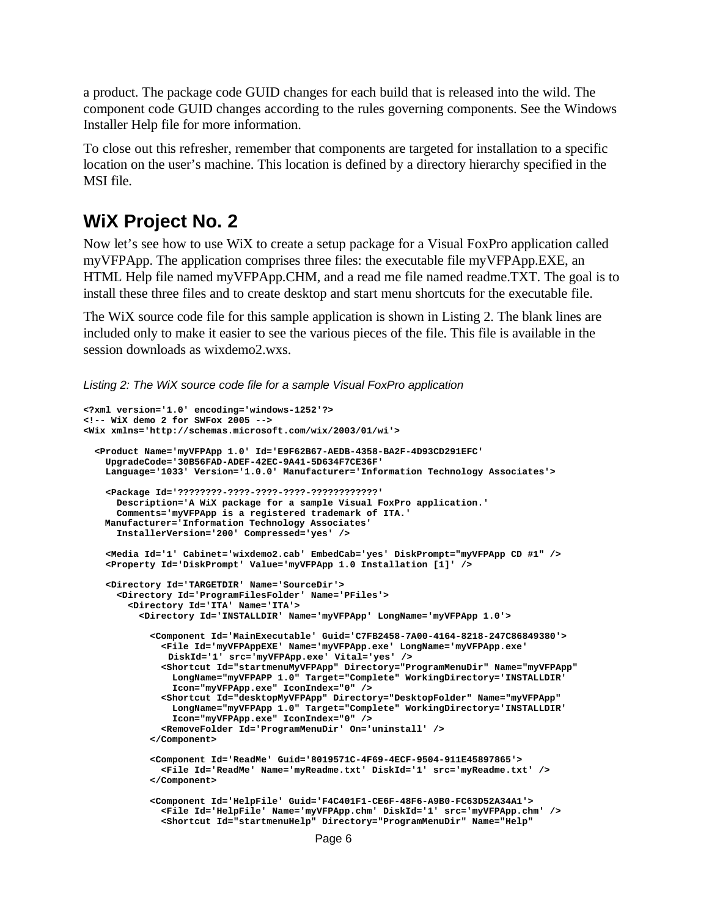a product. The package code GUID changes for each build that is released into the wild. The component code GUID changes according to the rules governing components. See the Windows Installer Help file for more information.

To close out this refresher, remember that components are targeted for installation to a specific location on the user's machine. This location is defined by a directory hierarchy specified in the MSI file.

## WiX Project No. 2

Now let's see how to use WiX to create a setup package for a Visual FoxPro application called myVFPApp. The application comprises three files: the executable file myVFPApp.EXE, an HTML Help file named myVFPApp.CHM, and a read me file named readme.TXT. The goal is to install these three files and to create desktop and start menu shortcuts for the executable file.

The WiX source code file for this sample application is shown in Listing 2. The blank lines are included only to make it easier to see the various pieces of the file. This file is available in the session downloads as wixdemo2.wxs.

*Listing 2: The WiX source code file for a sample Visual FoxPro application*

```
<?xml version='1.0' encoding='windows-1252'?>
<!-- WiX demo 2 for SWFox 2005 -->
<Wix xmlns='http://schemas.microsoft.com/wix/2003/01/wi'>

  <Product Name='myVFPApp 1.0' Id='E9F62B67-AEDB-4358-BA2F-4D93CD291EFC'
    UpgradeCode='30B56FAD-ADEF-42EC-9A41-5D634F7CE36F'
    Language='1033' Version='1.0.0' Manufacturer='Information Technology Associates'>

    <Package Id='????????-????-????-????-????????????'
      Description='A WiX package for a sample Visual FoxPro application.'
      Comments='myVFPApp is a registered trademark of ITA.'
    Manufacturer='Information Technology Associates'
      InstallerVersion='200' Compressed='yes' />

    <Media Id='1' Cabinet='wixdemo2.cab' EmbedCab='yes' DiskPrompt="myVFPApp CD #1" />
    <Property Id='DiskPrompt' Value='myVFPApp 1.0 Installation [1]' />

    <Directory Id='TARGETDIR' Name='SourceDir'>
      <Directory Id='ProgramFilesFolder' Name='PFiles'>
        <Directory Id='ITA' Name='ITA'>
          <Directory Id='INSTALLDIR' Name='myVFPApp' LongName='myVFPApp 1.0'>

            <Component Id='MainExecutable' Guid='C7FB2458-7A00-4164-8218-247C86849380'>
              <File Id='myVFPAppEXE' Name='myVFPApp.exe' LongName='myVFPApp.exe'
               DiskId='1' src='myVFPApp.exe' Vital='yes' />
              <Shortcut Id="startmenuMyVFPApp" Directory="ProgramMenuDir" Name="myVFPApp"
                LongName="myVFPAPP 1.0" Target="Complete" WorkingDirectory='INSTALLDIR'
                Icon="myVFPApp.exe" IconIndex="0" />
              <Shortcut Id="desktopMyVFPApp" Directory="DesktopFolder" Name="myVFPApp"
                LongName="myVFPApp 1.0" Target="Complete" WorkingDirectory='INSTALLDIR'
                Icon="myVFPApp.exe" IconIndex="0" />
              <RemoveFolder Id='ProgramMenuDir' On='uninstall' />
            </Component>

            <Component Id='ReadMe' Guid='8019571C-4F69-4ECF-9504-911E45897865'>
              <File Id='ReadMe' Name='myReadme.txt' DiskId='1' src='myReadme.txt' />
            </Component>

            <Component Id='HelpFile' Guid='F4C401F1-CE6F-48F6-A9B0-FC63D52A34A1'>
              <File Id='HelpFile' Name='myVFPApp.chm' DiskId='1' src='myVFPApp.chm' />
              <Shortcut Id="startmenuHelp" Directory="ProgramMenuDir" Name="Help"
```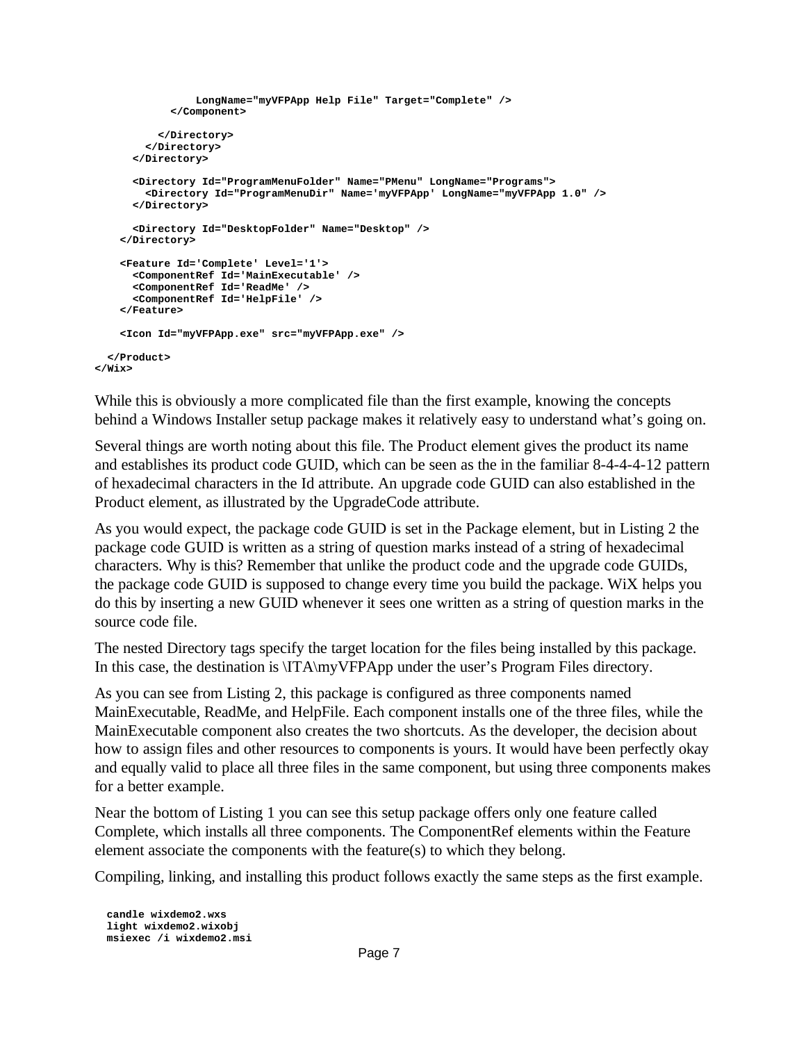```
                LongName="myVFPApp Help File" Target="Complete" />
            </Component>

          </Directory>
        </Directory>
      </Directory>

      <Directory Id="ProgramMenuFolder" Name="PMenu" LongName="Programs">
        <Directory Id="ProgramMenuDir" Name='myVFPApp' LongName="myVFPApp 1.0" />
      </Directory>

      <Directory Id="DesktopFolder" Name="Desktop" />
    </Directory>

    <Feature Id='Complete' Level='1'>
      <ComponentRef Id='MainExecutable' />
      <ComponentRef Id='ReadMe' />
      <ComponentRef Id='HelpFile' />
    </Feature>

    <Icon Id="myVFPApp.exe" src="myVFPApp.exe" />

  </Product>
</Wix>
```

While this is obviously a more complicated file than the first example, knowing the concepts behind a Windows Installer setup package makes it relatively easy to understand what's going on.

Several things are worth noting about this file. The Product element gives the product its name and establishes its product code GUID, which can be seen as the in the familiar 8-4-4-4-12 pattern of hexadecimal characters in the Id attribute. An upgrade code GUID can also established in the Product element, as illustrated by the UpgradeCode attribute.

As you would expect, the package code GUID is set in the Package element, but in Listing 2 the package code GUID is written as a string of question marks instead of a string of hexadecimal characters. Why is this? Remember that unlike the product code and the upgrade code GUIDs, the package code GUID is supposed to change every time you build the package. WiX helps you do this by inserting a new GUID whenever it sees one written as a string of question marks in the source code file.

The nested Directory tags specify the target location for the files being installed by this package. In this case, the destination is \ITA\myVFPApp under the user's Program Files directory.

As you can see from Listing 2, this package is configured as three components named MainExecutable, ReadMe, and HelpFile. Each component installs one of the three files, while the MainExecutable component also creates the two shortcuts. As the developer, the decision about how to assign files and other resources to components is yours. It would have been perfectly okay and equally valid to place all three files in the same component, but using three components makes for a better example.

Near the bottom of Listing 1 you can see this setup package offers only one feature called Complete, which installs all three components. The ComponentRef elements within the Feature element associate the components with the feature(s) to which they belong.

Compiling, linking, and installing this product follows exactly the same steps as the first example.

```
candle wixdemo2.wxs
light wixdemo2.wixobj
msiexec /i wixdemo2.msi
```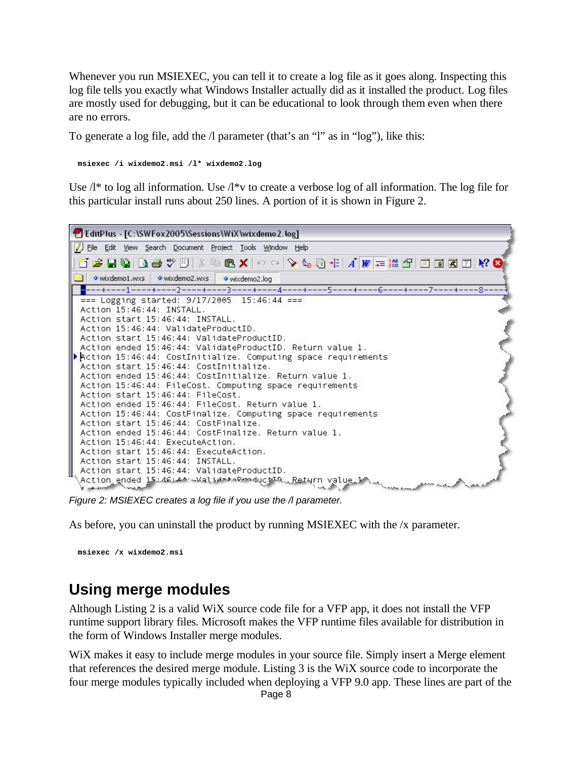Whenever you run MSIEXEC, you can tell it to create a log file as it goes along. Inspecting this log file tells you exactly what Windows Installer actually did as it installed the product. Log files are mostly used for debugging, but it can be educational to look through them even when there are no errors.

To generate a log file, add the /l parameter (that's an "l" as in "log"), like this:

```
msiexec /i wixdemo2.msi /l* wixdemo2.log
```

Use /l* to log all information. Use /l*v to create a verbose log of all information. The log file for this particular install runs about 250 lines. A portion of it is shown in Figure 2.

*Figure 2: MSIEXEC creates a log file if you use the /l parameter.*

As before, you can uninstall the product by running MSIEXEC with the /x parameter.

```
msiexec /x wixdemo2.msi
```

## Using merge modules

Although Listing 2 is a valid WiX source code file for a VFP app, it does not install the VFP runtime support library files. Microsoft makes the VFP runtime files available for distribution in the form of Windows Installer merge modules.

WiX makes it easy to include merge modules in your source file. Simply insert a Merge element that references the desired merge module. Listing 3 is the WiX source code to incorporate the four merge modules typically included when deploying a VFP 9.0 app. These lines are part of the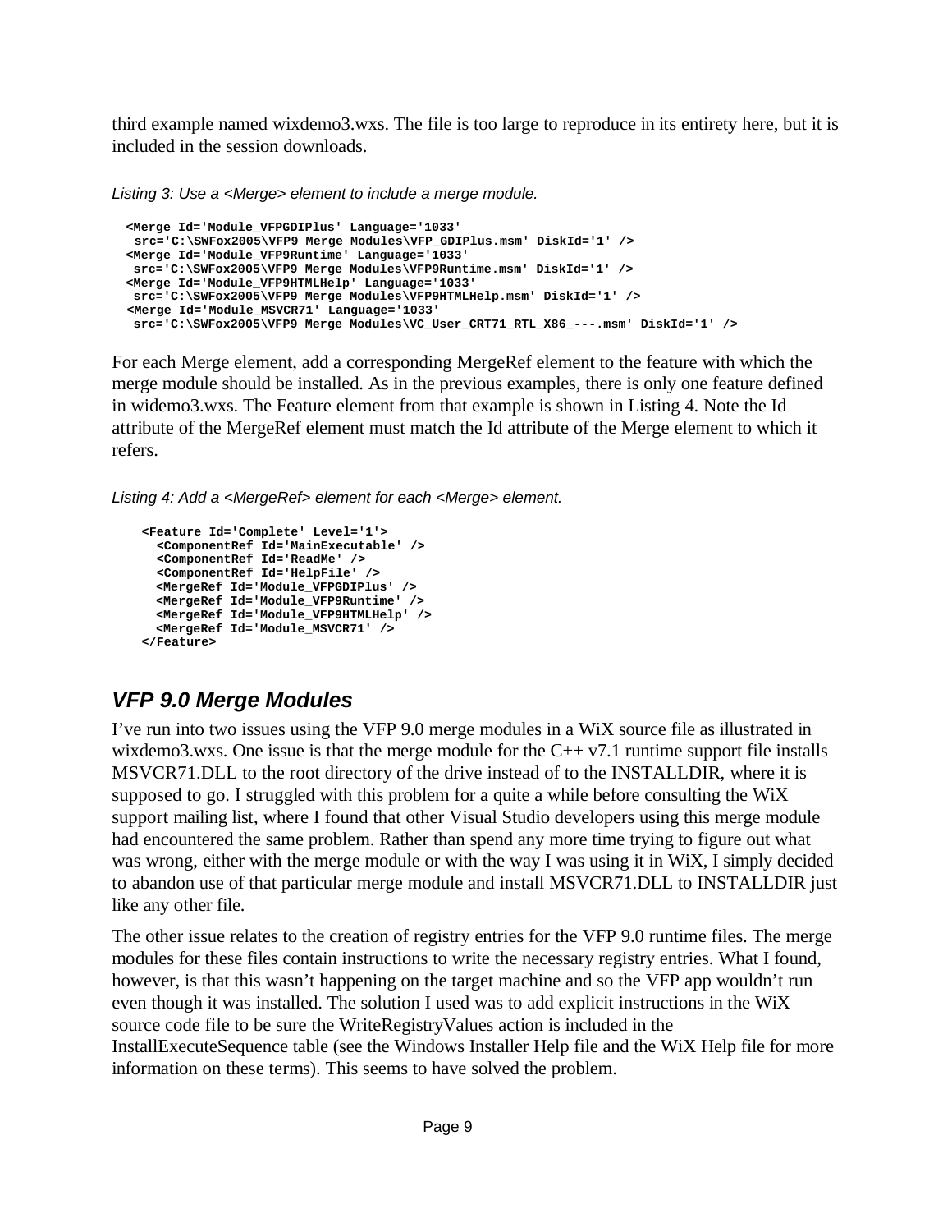third example named wixdemo3.wxs. The file is too large to reproduce in its entirety here, but it is included in the session downloads.

*Listing 3: Use a <Merge> element to include a merge module.*

```
<Merge Id='Module_VFPGDIPlus' Language='1033'
 src='C:\SWFox2005\VFP9 Merge Modules\VFP_GDIPlus.msm' DiskId='1' />
<Merge Id='Module_VFP9Runtime' Language='1033'
 src='C:\SWFox2005\VFP9 Merge Modules\VFP9Runtime.msm' DiskId='1' />
<Merge Id='Module_VFP9HTMLHelp' Language='1033'
 src='C:\SWFox2005\VFP9 Merge Modules\VFP9HTMLHelp.msm' DiskId='1' />
<Merge Id='Module_MSVCR71' Language='1033'
 src='C:\SWFox2005\VFP9 Merge Modules\VC_User_CRT71_RTL_X86_---.msm' DiskId='1' />
```

For each Merge element, add a corresponding MergeRef element to the feature with which the merge module should be installed. As in the previous examples, there is only one feature defined in widemo3.wxs. The Feature element from that example is shown in Listing 4. Note the Id attribute of the MergeRef element must match the Id attribute of the Merge element to which it refers.

*Listing 4: Add a <MergeRef> element for each <Merge> element.*

```
<Feature Id='Complete' Level='1'>
  <ComponentRef Id='MainExecutable' />
  <ComponentRef Id='ReadMe' />
  <ComponentRef Id='HelpFile' />
  <MergeRef Id='Module_VFPGDIPlus' />
  <MergeRef Id='Module_VFP9Runtime' />
  <MergeRef Id='Module_VFP9HTMLHelp' />
  <MergeRef Id='Module_MSVCR71' />
</Feature>
```

## VFP 9.0 Merge Modules

I've run into two issues using the VFP 9.0 merge modules in a WiX source file as illustrated in wixdemo3.wxs. One issue is that the merge module for the C++ v7.1 runtime support file installs MSVCR71.DLL to the root directory of the drive instead of to the INSTALLDIR, where it is supposed to go. I struggled with this problem for a quite a while before consulting the WiX support mailing list, where I found that other Visual Studio developers using this merge module had encountered the same problem. Rather than spend any more time trying to figure out what was wrong, either with the merge module or with the way I was using it in WiX, I simply decided to abandon use of that particular merge module and install MSVCR71.DLL to INSTALLDIR just like any other file.

The other issue relates to the creation of registry entries for the VFP 9.0 runtime files. The merge modules for these files contain instructions to write the necessary registry entries. What I found, however, is that this wasn't happening on the target machine and so the VFP app wouldn't run even though it was installed. The solution I used was to add explicit instructions in the WiX source code file to be sure the WriteRegistryValues action is included in the InstallExecuteSequence table (see the Windows Installer Help file and the WiX Help file for more information on these terms). This seems to have solved the problem.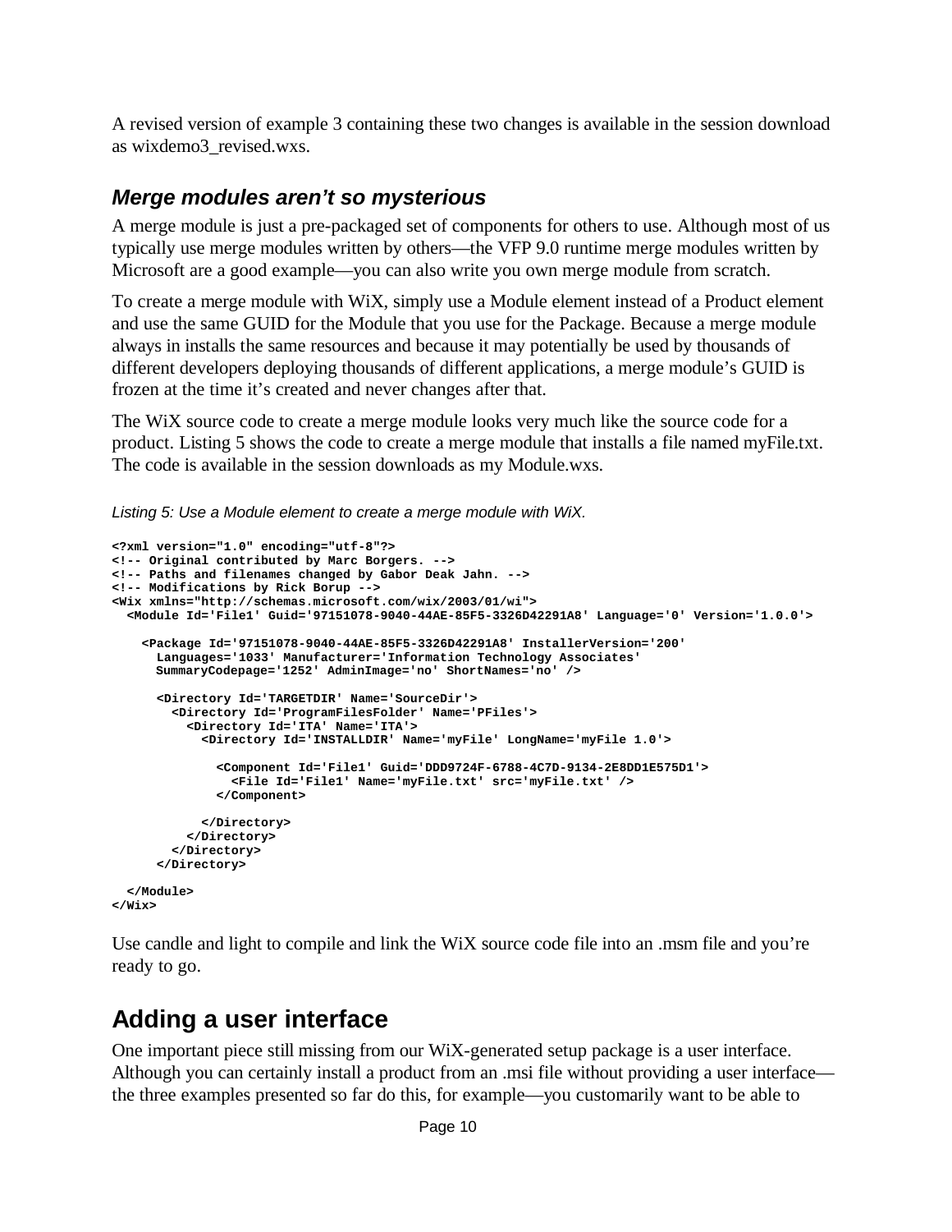A revised version of example 3 containing these two changes is available in the session download as wixdemo3_revised.wxs.

### *Merge modules aren't so mysterious*

A merge module is just a pre-packaged set of components for others to use. Although most of us typically use merge modules written by others—the VFP 9.0 runtime merge modules written by Microsoft are a good example—you can also write you own merge module from scratch.

To create a merge module with WiX, simply use a Module element instead of a Product element and use the same GUID for the Module that you use for the Package. Because a merge module always in installs the same resources and because it may potentially be used by thousands of different developers deploying thousands of different applications, a merge module's GUID is frozen at the time it's created and never changes after that.

The WiX source code to create a merge module looks very much like the source code for a product. Listing 5 shows the code to create a merge module that installs a file named myFile.txt. The code is available in the session downloads as my Module.wxs.

*Listing 5: Use a Module element to create a merge module with WiX.*

```
<?xml version="1.0" encoding="utf-8"?>
<!-- Original contributed by Marc Borgers. -->
<!-- Paths and filenames changed by Gabor Deak Jahn. -->
<!-- Modifications by Rick Borup -->
<Wix xmlns="http://schemas.microsoft.com/wix/2003/01/wi">
  <Module Id='File1' Guid='97151078-9040-44AE-85F5-3326D42291A8' Language='0' Version='1.0.0'>

    <Package Id='97151078-9040-44AE-85F5-3326D42291A8' InstallerVersion='200'
      Languages='1033' Manufacturer='Information Technology Associates'
      SummaryCodepage='1252' AdminImage='no' ShortNames='no' />

      <Directory Id='TARGETDIR' Name='SourceDir'>
        <Directory Id='ProgramFilesFolder' Name='PFiles'>
          <Directory Id='ITA' Name='ITA'>
            <Directory Id='INSTALLDIR' Name='myFile' LongName='myFile 1.0'>

              <Component Id='File1' Guid='DDD9724F-6788-4C7D-9134-2E8DD1E575D1'>
                <File Id='File1' Name='myFile.txt' src='myFile.txt' />
              </Component>

            </Directory>
          </Directory>
        </Directory>
      </Directory>

  </Module>
</Wix>
```

Use candle and light to compile and link the WiX source code file into an .msm file and you're ready to go.

## Adding a user interface

One important piece still missing from our WiX-generated setup package is a user interface. Although you can certainly install a product from an .msi file without providing a user interface—the three examples presented so far do this, for example—you customarily want to be able to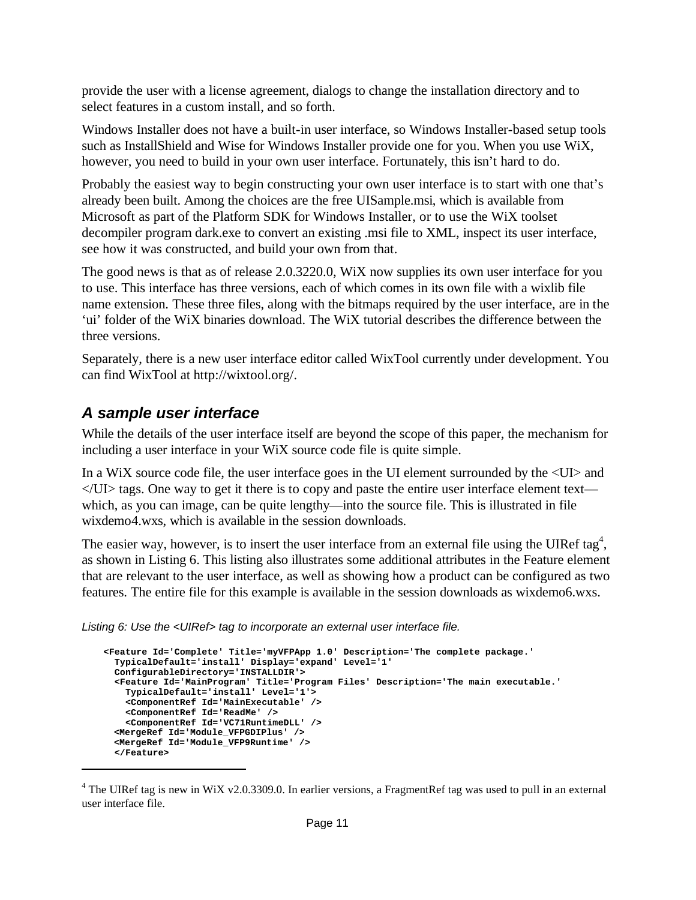provide the user with a license agreement, dialogs to change the installation directory and to select features in a custom install, and so forth.

Windows Installer does not have a built-in user interface, so Windows Installer-based setup tools such as InstallShield and Wise for Windows Installer provide one for you. When you use WiX, however, you need to build in your own user interface. Fortunately, this isn't hard to do.

Probably the easiest way to begin constructing your own user interface is to start with one that's already been built. Among the choices are the free UISample.msi, which is available from Microsoft as part of the Platform SDK for Windows Installer, or to use the WiX toolset decompiler program dark.exe to convert an existing .msi file to XML, inspect its user interface, see how it was constructed, and build your own from that.

The good news is that as of release 2.0.3220.0, WiX now supplies its own user interface for you to use. This interface has three versions, each of which comes in its own file with a wixlib file name extension. These three files, along with the bitmaps required by the user interface, are in the 'ui' folder of the WiX binaries download. The WiX tutorial describes the difference between the three versions.

Separately, there is a new user interface editor called WixTool currently under development. You can find WixTool at http://wixtool.org/.

## A sample user interface

While the details of the user interface itself are beyond the scope of this paper, the mechanism for including a user interface in your WiX source code file is quite simple.

In a WiX source code file, the user interface goes in the UI element surrounded by the <UI> and </UI> tags. One way to get it there is to copy and paste the entire user interface element text—which, as you can image, can be quite lengthy—into the source file. This is illustrated in file wixdemo4.wxs, which is available in the session downloads.

The easier way, however, is to insert the user interface from an external file using the UIRef tag[4], as shown in Listing 6. This listing also illustrates some additional attributes in the Feature element that are relevant to the user interface, as well as showing how a product can be configured as two features. The entire file for this example is available in the session downloads as wixdemo6.wxs.

*Listing 6: Use the <UIRef> tag to incorporate an external user interface file.*

```
<Feature Id='Complete' Title='myVFPApp 1.0' Description='The complete package.'
  TypicalDefault='install' Display='expand' Level='1'
  ConfigurableDirectory='INSTALLDIR'>
  <Feature Id='MainProgram' Title='Program Files' Description='The main executable.'
    TypicalDefault='install' Level='1'>
    <ComponentRef Id='MainExecutable' />
    <ComponentRef Id='ReadMe' />
    <ComponentRef Id='VC71RuntimeDLL' />
  <MergeRef Id='Module_VFPGDIPlus' />
  <MergeRef Id='Module_VFP9Runtime' />
  </Feature>
```

---

[4] The UIRef tag is new in WiX v2.0.3309.0. In earlier versions, a FragmentRef tag was used to pull in an external user interface file.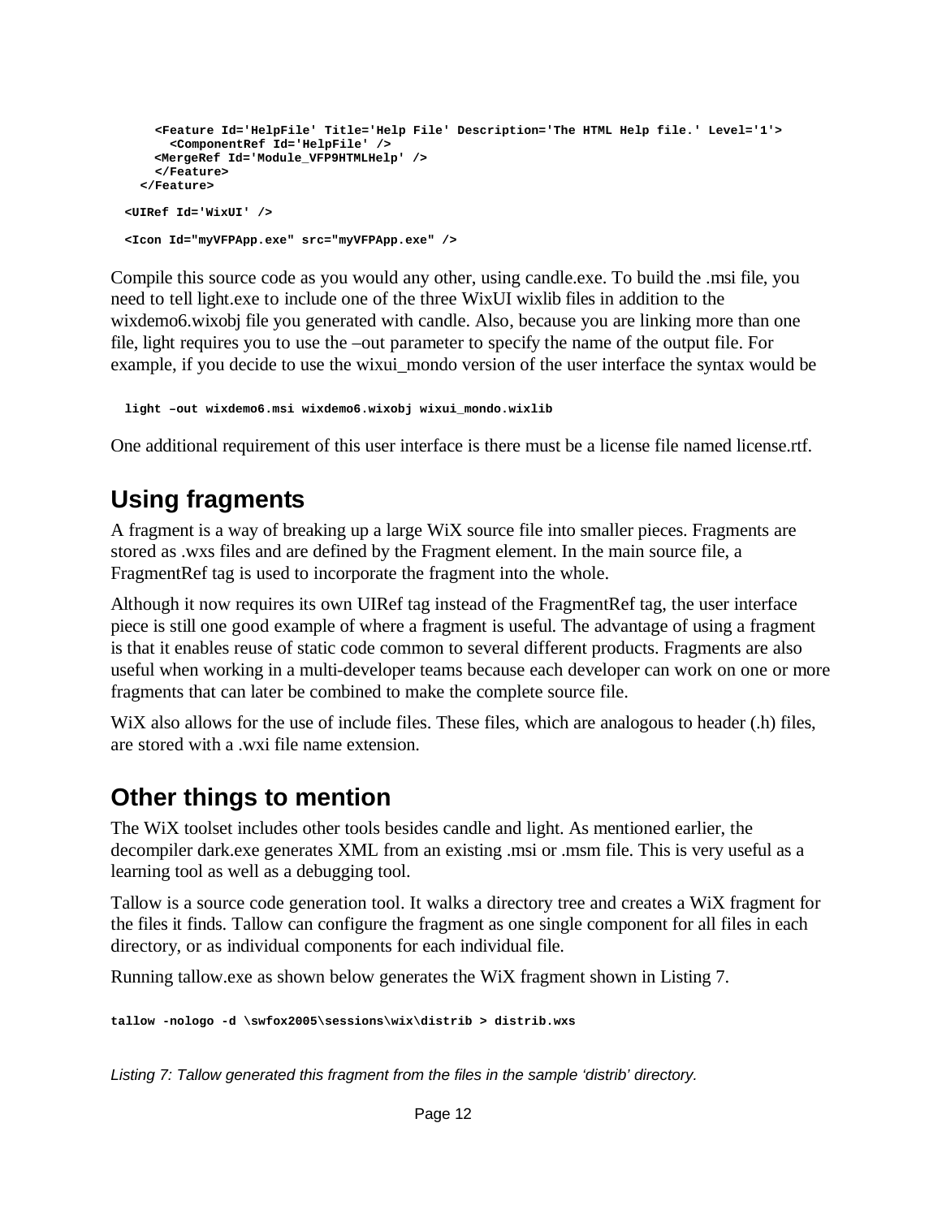```
    <Feature Id='HelpFile' Title='Help File' Description='The HTML Help file.' Level='1'>
      <ComponentRef Id='HelpFile' />
    <MergeRef Id='Module_VFP9HTMLHelp' />
    </Feature>
  </Feature>

<UIRef Id='WixUI' />

<Icon Id="myVFPApp.exe" src="myVFPApp.exe" />
```

Compile this source code as you would any other, using candle.exe. To build the .msi file, you need to tell light.exe to include one of the three WixUI wixlib files in addition to the wixdemo6.wixobj file you generated with candle. Also, because you are linking more than one file, light requires you to use the –out parameter to specify the name of the output file. For example, if you decide to use the wixui_mondo version of the user interface the syntax would be

```
light –out wixdemo6.msi wixdemo6.wixobj wixui_mondo.wixlib
```

One additional requirement of this user interface is there must be a license file named license.rtf.

## Using fragments

A fragment is a way of breaking up a large WiX source file into smaller pieces. Fragments are stored as .wxs files and are defined by the Fragment element. In the main source file, a FragmentRef tag is used to incorporate the fragment into the whole.

Although it now requires its own UIRef tag instead of the FragmentRef tag, the user interface piece is still one good example of where a fragment is useful. The advantage of using a fragment is that it enables reuse of static code common to several different products. Fragments are also useful when working in a multi-developer teams because each developer can work on one or more fragments that can later be combined to make the complete source file.

WiX also allows for the use of include files. These files, which are analogous to header (.h) files, are stored with a .wxi file name extension.

## Other things to mention

The WiX toolset includes other tools besides candle and light. As mentioned earlier, the decompiler dark.exe generates XML from an existing .msi or .msm file. This is very useful as a learning tool as well as a debugging tool.

Tallow is a source code generation tool. It walks a directory tree and creates a WiX fragment for the files it finds. Tallow can configure the fragment as one single component for all files in each directory, or as individual components for each individual file.

Running tallow.exe as shown below generates the WiX fragment shown in Listing 7.

```
tallow -nologo -d \swfox2005\sessions\wix\distrib > distrib.wxs
```

*Listing 7: Tallow generated this fragment from the files in the sample 'distrib' directory.*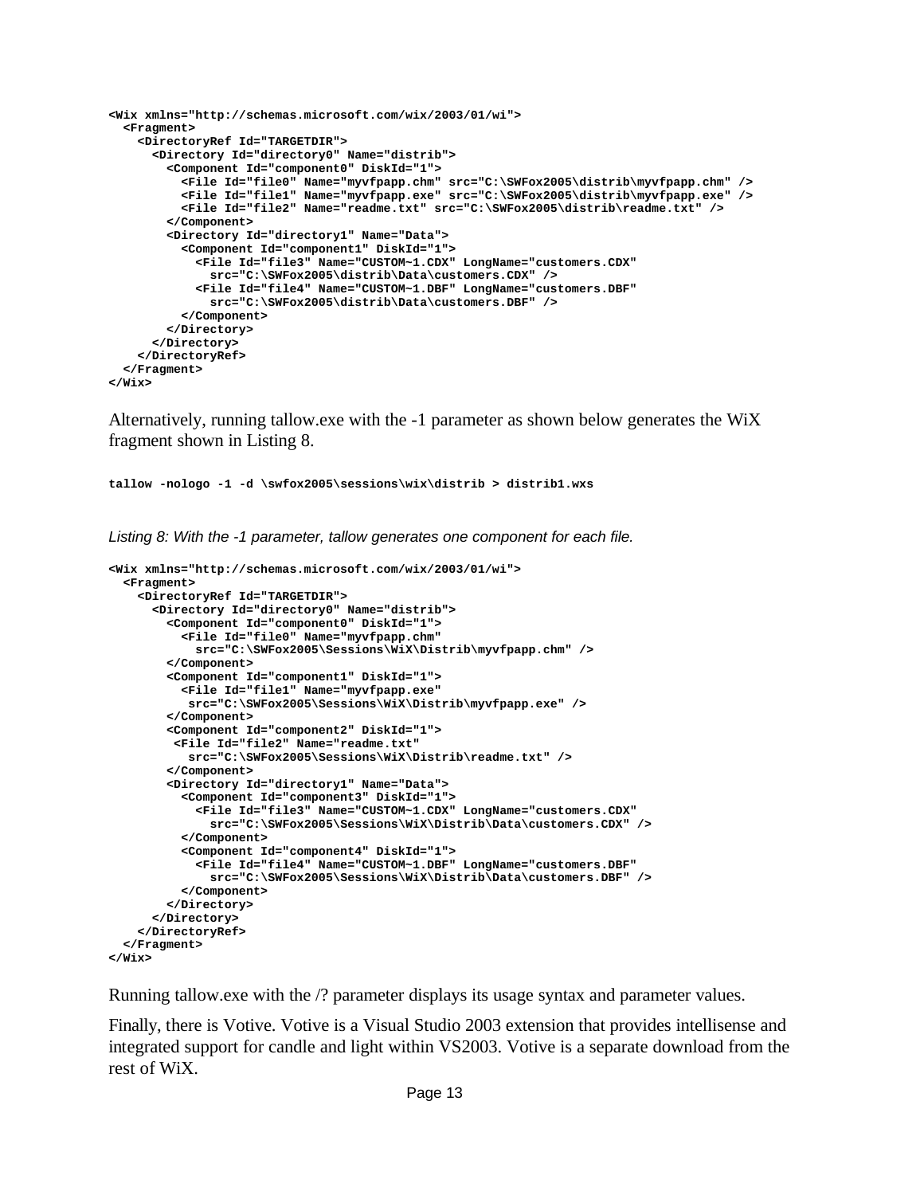```
<Wix xmlns="http://schemas.microsoft.com/wix/2003/01/wi">
  <Fragment>
    <DirectoryRef Id="TARGETDIR">
      <Directory Id="directory0" Name="distrib">
        <Component Id="component0" DiskId="1">
          <File Id="file0" Name="myvfpapp.chm" src="C:\SWFox2005\distrib\myvfpapp.chm" />
          <File Id="file1" Name="myvfpapp.exe" src="C:\SWFox2005\distrib\myvfpapp.exe" />
          <File Id="file2" Name="readme.txt" src="C:\SWFox2005\distrib\readme.txt" />
        </Component>
        <Directory Id="directory1" Name="Data">
          <Component Id="component1" DiskId="1">
            <File Id="file3" Name="CUSTOM~1.CDX" LongName="customers.CDX"
              src="C:\SWFox2005\distrib\Data\customers.CDX" />
            <File Id="file4" Name="CUSTOM~1.DBF" LongName="customers.DBF"
              src="C:\SWFox2005\distrib\Data\customers.DBF" />
          </Component>
        </Directory>
      </Directory>
    </DirectoryRef>
  </Fragment>
</Wix>
```

Alternatively, running tallow.exe with the -1 parameter as shown below generates the WiX fragment shown in Listing 8.

```
tallow -nologo -1 -d \swfox2005\sessions\wix\distrib > distrib1.wxs
```

*Listing 8: With the -1 parameter, tallow generates one component for each file.*

```
<Wix xmlns="http://schemas.microsoft.com/wix/2003/01/wi">
  <Fragment>
    <DirectoryRef Id="TARGETDIR">
      <Directory Id="directory0" Name="distrib">
        <Component Id="component0" DiskId="1">
          <File Id="file0" Name="myvfpapp.chm"
            src="C:\SWFox2005\Sessions\WiX\Distrib\myvfpapp.chm" />
        </Component>
        <Component Id="component1" DiskId="1">
          <File Id="file1" Name="myvfpapp.exe"
           src="C:\SWFox2005\Sessions\WiX\Distrib\myvfpapp.exe" />
        </Component>
        <Component Id="component2" DiskId="1">
         <File Id="file2" Name="readme.txt"
           src="C:\SWFox2005\Sessions\WiX\Distrib\readme.txt" />
        </Component>
        <Directory Id="directory1" Name="Data">
          <Component Id="component3" DiskId="1">
            <File Id="file3" Name="CUSTOM~1.CDX" LongName="customers.CDX"
              src="C:\SWFox2005\Sessions\WiX\Distrib\Data\customers.CDX" />
          </Component>
          <Component Id="component4" DiskId="1">
            <File Id="file4" Name="CUSTOM~1.DBF" LongName="customers.DBF"
              src="C:\SWFox2005\Sessions\WiX\Distrib\Data\customers.DBF" />
          </Component>
        </Directory>
      </Directory>
    </DirectoryRef>
  </Fragment>
</Wix>
```

Running tallow.exe with the /? parameter displays its usage syntax and parameter values.

Finally, there is Votive. Votive is a Visual Studio 2003 extension that provides intellisense and integrated support for candle and light within VS2003. Votive is a separate download from the rest of WiX.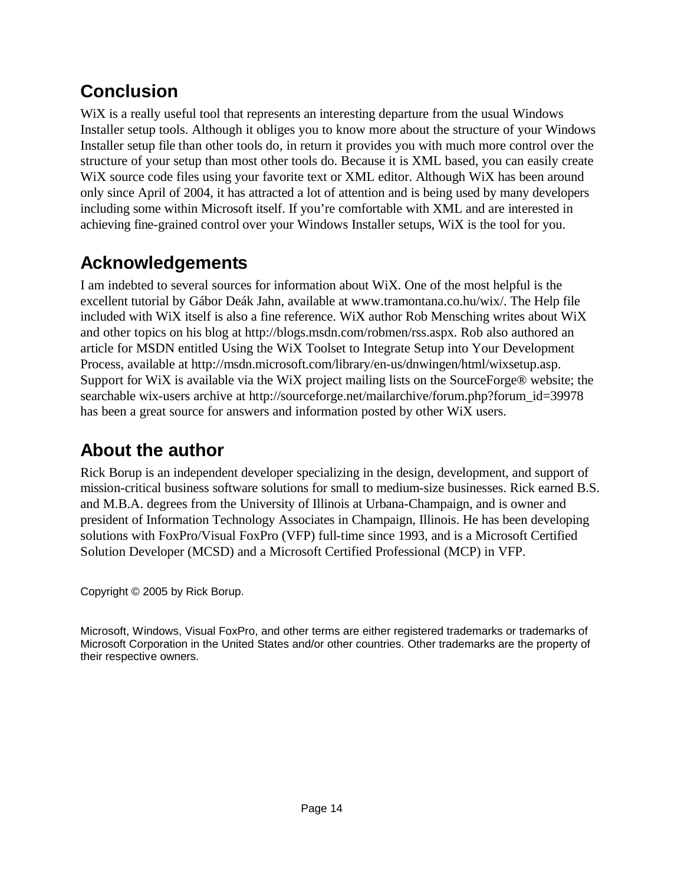## Conclusion

WiX is a really useful tool that represents an interesting departure from the usual Windows Installer setup tools. Although it obliges you to know more about the structure of your Windows Installer setup file than other tools do, in return it provides you with much more control over the structure of your setup than most other tools do. Because it is XML based, you can easily create WiX source code files using your favorite text or XML editor. Although WiX has been around only since April of 2004, it has attracted a lot of attention and is being used by many developers including some within Microsoft itself. If you're comfortable with XML and are interested in achieving fine-grained control over your Windows Installer setups, WiX is the tool for you.

## Acknowledgements

I am indebted to several sources for information about WiX. One of the most helpful is the excellent tutorial by Gábor Deák Jahn, available at www.tramontana.co.hu/wix/. The Help file included with WiX itself is also a fine reference. WiX author Rob Mensching writes about WiX and other topics on his blog at http://blogs.msdn.com/robmen/rss.aspx. Rob also authored an article for MSDN entitled Using the WiX Toolset to Integrate Setup into Your Development Process, available at http://msdn.microsoft.com/library/en-us/dnwingen/html/wixsetup.asp. Support for WiX is available via the WiX project mailing lists on the SourceForge® website; the searchable wix-users archive at http://sourceforge.net/mailarchive/forum.php?forum_id=39978 has been a great source for answers and information posted by other WiX users.

## About the author

Rick Borup is an independent developer specializing in the design, development, and support of mission-critical business software solutions for small to medium-size businesses. Rick earned B.S. and M.B.A. degrees from the University of Illinois at Urbana-Champaign, and is owner and president of Information Technology Associates in Champaign, Illinois. He has been developing solutions with FoxPro/Visual FoxPro (VFP) full-time since 1993, and is a Microsoft Certified Solution Developer (MCSD) and a Microsoft Certified Professional (MCP) in VFP.

Copyright © 2005 by Rick Borup.

Microsoft, Windows, Visual FoxPro, and other terms are either registered trademarks or trademarks of Microsoft Corporation in the United States and/or other countries. Other trademarks are the property of their respective owners.